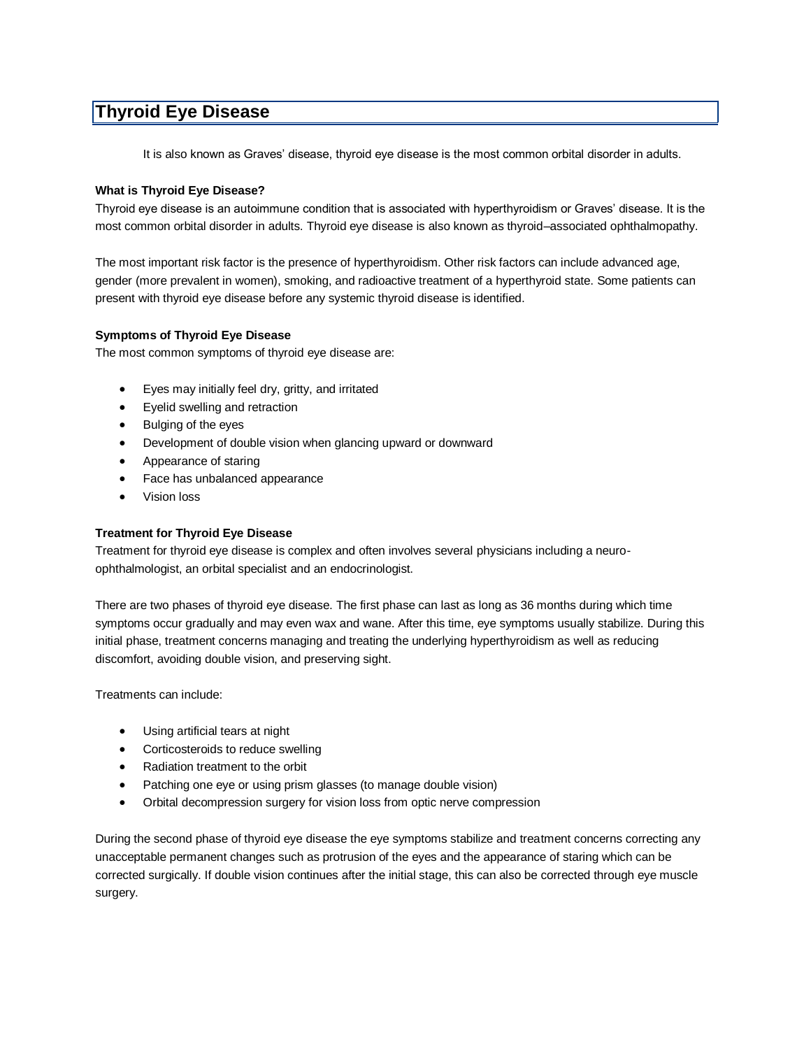# Thyroid Eye Disease

It is also known as Graves' disease, thyroid eye disease is the most common orbital disorder in adults.

**What is Thyroid Eye Disease?**

Thyroid eye disease is an autoimmune condition that is associated with hyperthyroidism or Graves' disease. It is the most common orbital disorder in adults. Thyroid eye disease is also known as thyroid–associated ophthalmopathy.

The most important risk factor is the presence of hyperthyroidism. Other risk factors can include advanced age, gender (more prevalent in women), smoking, and radioactive treatment of a hyperthyroid state. Some patients can present with thyroid eye disease before any systemic thyroid disease is identified.

**Symptoms of Thyroid Eye Disease**

The most common symptoms of thyroid eye disease are:

- Eyes may initially feel dry, gritty, and irritated
- Eyelid swelling and retraction
- Bulging of the eyes
- Development of double vision when glancing upward or downward
- Appearance of staring
- Face has unbalanced appearance
- Vision loss

**Treatment for Thyroid Eye Disease**

Treatment for thyroid eye disease is complex and often involves several physicians including a neuro-ophthalmologist, an orbital specialist and an endocrinologist.

There are two phases of thyroid eye disease. The first phase can last as long as 36 months during which time symptoms occur gradually and may even wax and wane. After this time, eye symptoms usually stabilize. During this initial phase, treatment concerns managing and treating the underlying hyperthyroidism as well as reducing discomfort, avoiding double vision, and preserving sight.

Treatments can include:

- Using artificial tears at night
- Corticosteroids to reduce swelling
- Radiation treatment to the orbit
- Patching one eye or using prism glasses (to manage double vision)
- Orbital decompression surgery for vision loss from optic nerve compression

During the second phase of thyroid eye disease the eye symptoms stabilize and treatment concerns correcting any unacceptable permanent changes such as protrusion of the eyes and the appearance of staring which can be corrected surgically. If double vision continues after the initial stage, this can also be corrected through eye muscle surgery.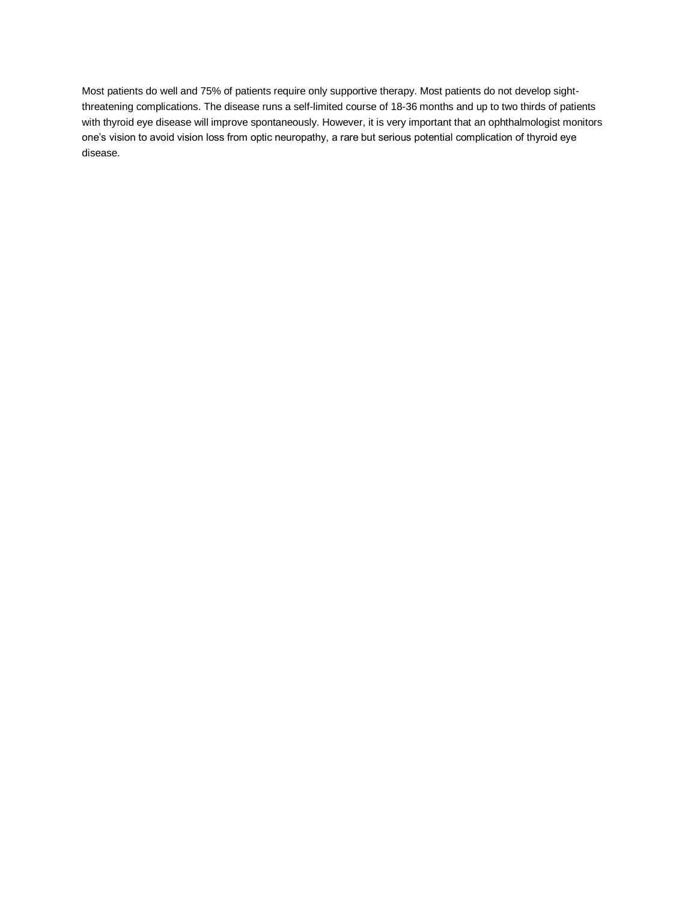Most patients do well and 75% of patients require only supportive therapy. Most patients do not develop sight-threatening complications. The disease runs a self-limited course of 18-36 months and up to two thirds of patients with thyroid eye disease will improve spontaneously. However, it is very important that an ophthalmologist monitors one's vision to avoid vision loss from optic neuropathy, a rare but serious potential complication of thyroid eye disease.